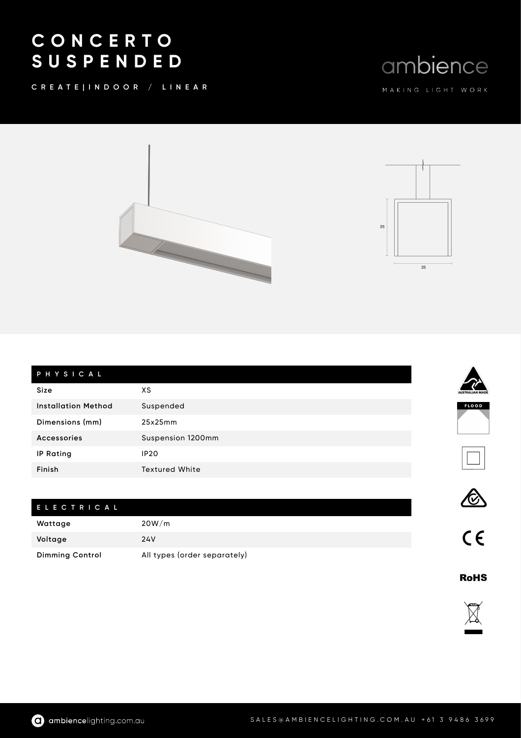# CONCERTO SUSPENDED

CREATE|INDOOR / LINEAR

ambience

MAKING LIGHT WORK

25

25

| PHYSICAL | |
|---|---|
| Size | XS |
| Installation Method | Suspended |
| Dimensions (mm) | 25x25mm |
| Accessories | Suspension 1200mm |
| IP Rating | IP20 |
| Finish | Textured White |

| ELECTRICAL | |
|---|---|
| Wattage | 20W/m |
| Voltage | 24V |
| Dimming Control | All types (order separately) |

AUSTRALIAN MADE

FLOOD

RoHS

ambiencelighting.com.au

SALES@AMBIENCELIGHTING.COM.AU +61 3 9486 3699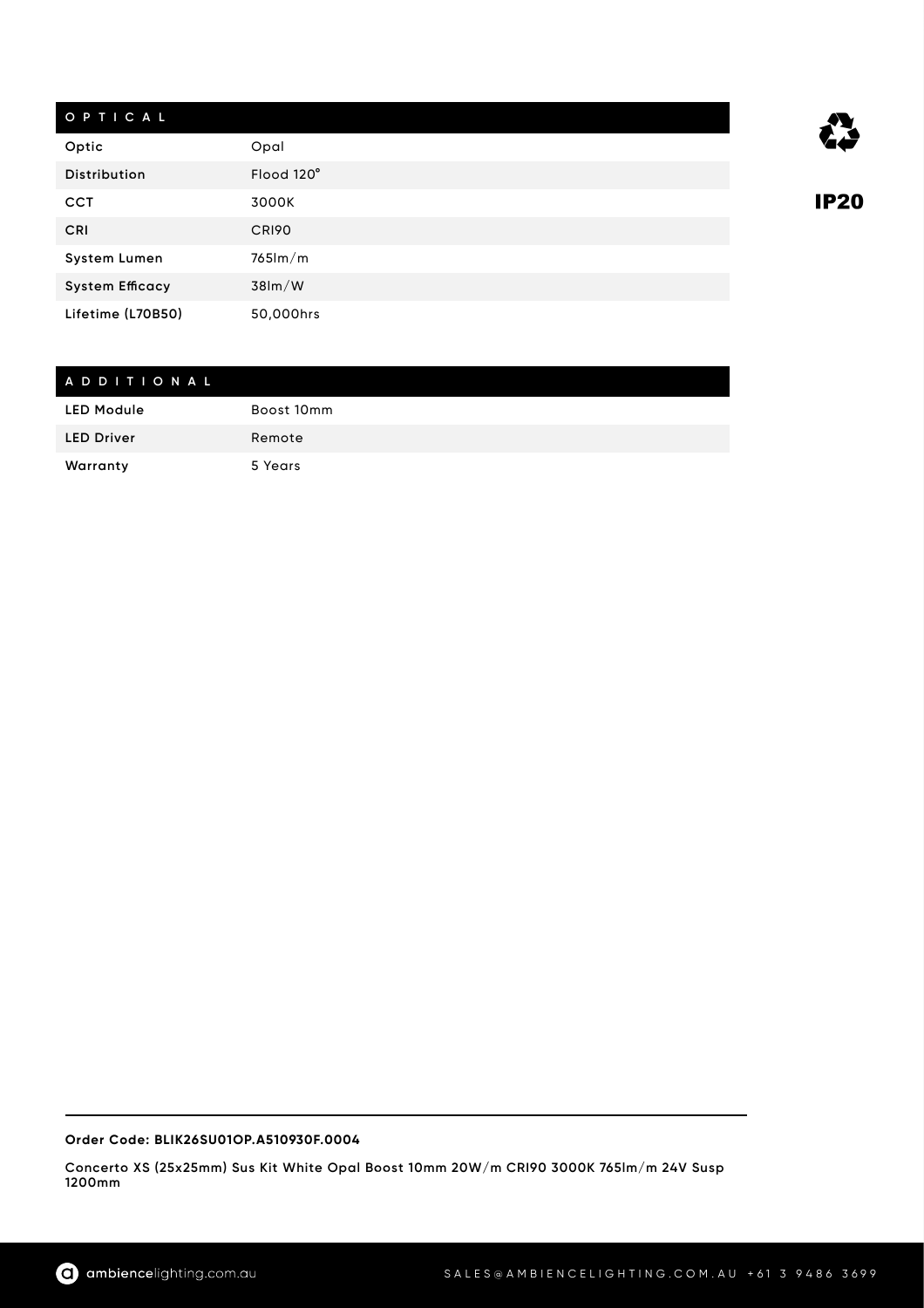## OPTICAL

| | |
|---|---|
| Optic | Opal |
| Distribution | Flood 120° |
| CCT | 3000K |
| CRI | CRI90 |
| System Lumen | 765lm/m |
| System Efficacy | 38lm/W |
| Lifetime (L70B50) | 50,000hrs |

IP20

## ADDITIONAL

| | |
|---|---|
| LED Module | Boost 10mm |
| LED Driver | Remote |
| Warranty | 5 Years |

**Order Code: BLIK26SU01OP.A510930F.0004**

**Concerto XS (25x25mm) Sus Kit White Opal Boost 10mm 20W/m CRI90 3000K 765lm/m 24V Susp 1200mm**